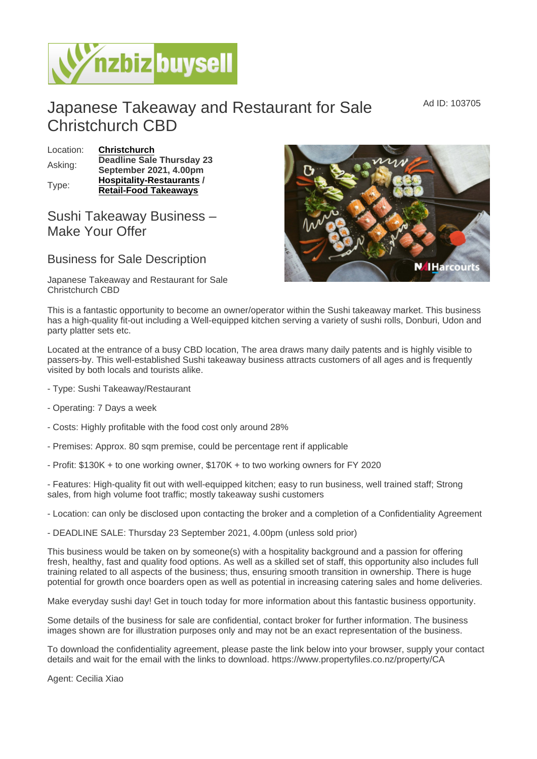# Japanese Takeaway and Restaurant for Sale Christchurch CBD

Ad ID: 103705

| | |
|---|---|
| Location: | **Christchurch** |
| Asking: | **Deadline Sale Thursday 23 September 2021, 4.00pm** |
| Type: | **Hospitality-Restaurants / Retail-Food Takeaways** |

## Sushi Takeaway Business – Make Your Offer

## Business for Sale Description

Japanese Takeaway and Restaurant for Sale Christchurch CBD

This is a fantastic opportunity to become an owner/operator within the Sushi takeaway market. This business has a high-quality fit-out including a Well-equipped kitchen serving a variety of sushi rolls, Donburi, Udon and party platter sets etc.

Located at the entrance of a busy CBD location, The area draws many daily patents and is highly visible to passers-by. This well-established Sushi takeaway business attracts customers of all ages and is frequently visited by both locals and tourists alike.

- Type: Sushi Takeaway/Restaurant

- Operating: 7 Days a week

- Costs: Highly profitable with the food cost only around 28%

- Premises: Approx. 80 sqm premise, could be percentage rent if applicable

- Profit: $130K + to one working owner, $170K + to two working owners for FY 2020

- Features: High-quality fit out with well-equipped kitchen; easy to run business, well trained staff; Strong sales, from high volume foot traffic; mostly takeaway sushi customers

- Location: can only be disclosed upon contacting the broker and a completion of a Confidentiality Agreement

- DEADLINE SALE: Thursday 23 September 2021, 4.00pm (unless sold prior)

This business would be taken on by someone(s) with a hospitality background and a passion for offering fresh, healthy, fast and quality food options. As well as a skilled set of staff, this opportunity also includes full training related to all aspects of the business; thus, ensuring smooth transition in ownership. There is huge potential for growth once boarders open as well as potential in increasing catering sales and home deliveries.

Make everyday sushi day! Get in touch today for more information about this fantastic business opportunity.

Some details of the business for sale are confidential, contact broker for further information. The business images shown are for illustration purposes only and may not be an exact representation of the business.

To download the confidentiality agreement, please paste the link below into your browser, supply your contact details and wait for the email with the links to download. https://www.propertyfiles.co.nz/property/CA

Agent: Cecilia Xiao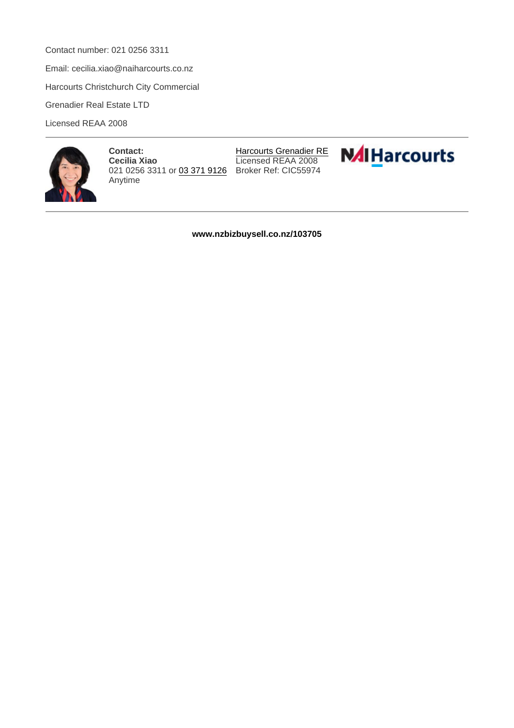Contact number: 021 0256 3311

Email: cecilia.xiao@naiharcourts.co.nz

Harcourts Christchurch City Commercial

Grenadier Real Estate LTD

Licensed REAA 2008

---

**Contact:**
**Cecilia Xiao**
021 0256 3311 or 03 371 9126
Anytime

Harcourts Grenadier RE
Licensed REAA 2008
Broker Ref: CIC55974

NAI Harcourts

---

**www.nzbizbuysell.co.nz/103705**